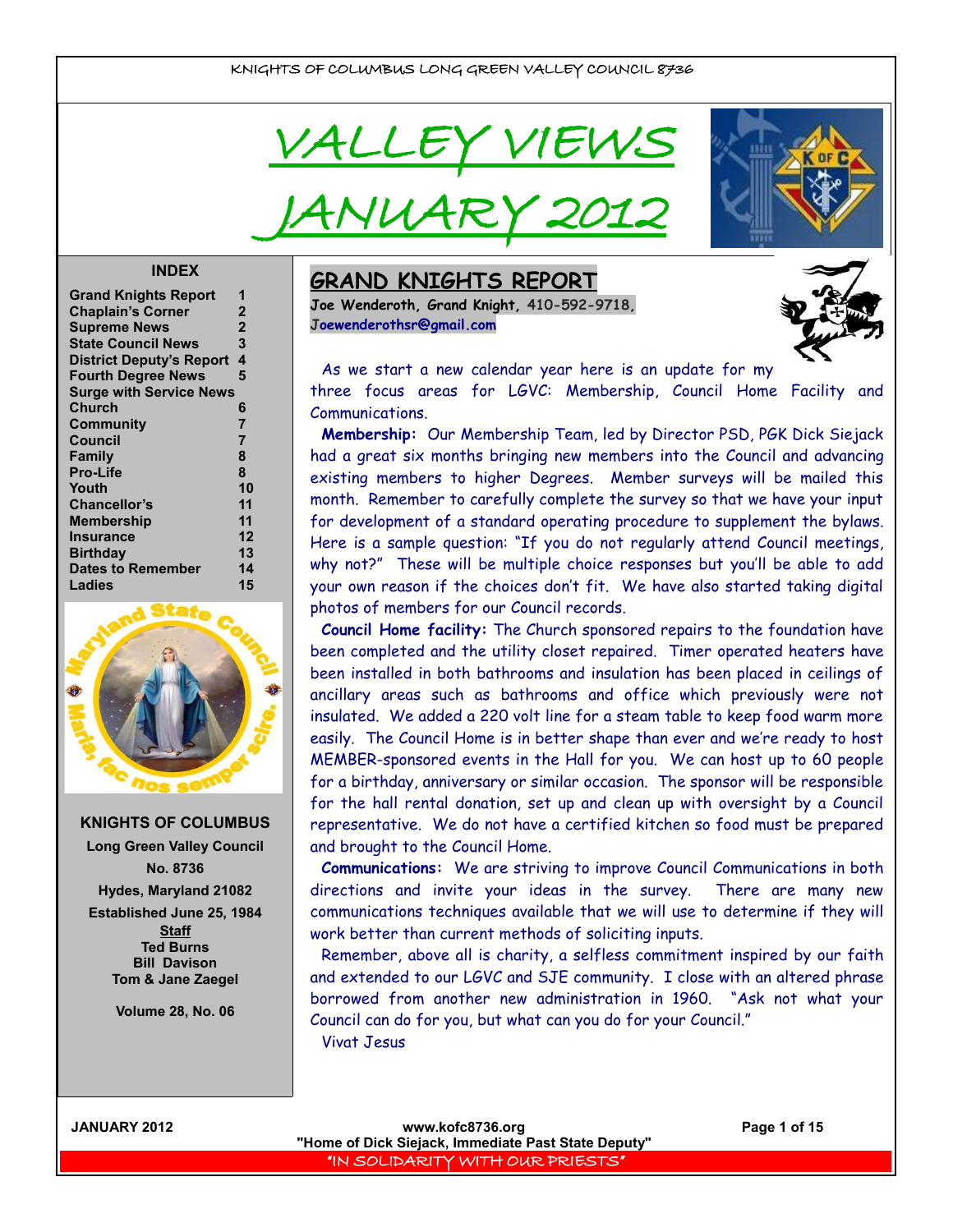KNIGHTS OF COLUMBUS LONG GREEN VALLEY COUNCIL 8736

# VALLEY VIEWS
# JANUARY 2012

## INDEX

| | |
|---|---|
| Grand Knights Report | 1 |
| Chaplain's Corner | 2 |
| Supreme News | 2 |
| State Council News | 3 |
| District Deputy's Report | 4 |
| Fourth Degree News | 5 |
| Surge with Service News | |
| Church | 6 |
| Community | 7 |
| Council | 7 |
| Family | 8 |
| Pro-Life | 8 |
| Youth | 10 |
| Chancellor's | 11 |
| Membership | 11 |
| Insurance | 12 |
| Birthday | 13 |
| Dates to Remember | 14 |
| Ladies | 15 |

Maryland State Council
Maria, fac nos semper scire.

**KNIGHTS OF COLUMBUS**
**Long Green Valley Council**
**No. 8736**
**Hydes, Maryland 21082**
**Established June 25, 1984**

**Staff**
**Ted Burns**
**Bill Davison**
**Tom & Jane Zaegel**

**Volume 28, No. 06**

## GRAND KNIGHTS REPORT

**Joe Wenderoth, Grand Knight, 410-592-9718, Joewenderothsr@gmail.com**

As we start a new calendar year here is an update for my three focus areas for LGVC: Membership, Council Home Facility and Communications.

**Membership:** Our Membership Team, led by Director PSD, PGK Dick Siejack had a great six months bringing new members into the Council and advancing existing members to higher Degrees. Member surveys will be mailed this month. Remember to carefully complete the survey so that we have your input for development of a standard operating procedure to supplement the bylaws. Here is a sample question: "If you do not regularly attend Council meetings, why not?" These will be multiple choice responses but you'll be able to add your own reason if the choices don't fit. We have also started taking digital photos of members for our Council records.

**Council Home facility:** The Church sponsored repairs to the foundation have been completed and the utility closet repaired. Timer operated heaters have been installed in both bathrooms and insulation has been placed in ceilings of ancillary areas such as bathrooms and office which previously were not insulated. We added a 220 volt line for a steam table to keep food warm more easily. The Council Home is in better shape than ever and we're ready to host MEMBER-sponsored events in the Hall for you. We can host up to 60 people for a birthday, anniversary or similar occasion. The sponsor will be responsible for the hall rental donation, set up and clean up with oversight by a Council representative. We do not have a certified kitchen so food must be prepared and brought to the Council Home.

**Communications:** We are striving to improve Council Communications in both directions and invite your ideas in the survey. There are many new communications techniques available that we will use to determine if they will work better than current methods of soliciting inputs.

Remember, above all is charity, a selfless commitment inspired by our faith and extended to our LGVC and SJE community. I close with an altered phrase borrowed from another new administration in 1960. "Ask not what your Council can do for you, but what can you do for your Council."

Vivat Jesus

www.kofc8736.org
"Home of Dick Siejack, Immediate Past State Deputy"
"IN SOLIDARITY WITH OUR PRIESTS"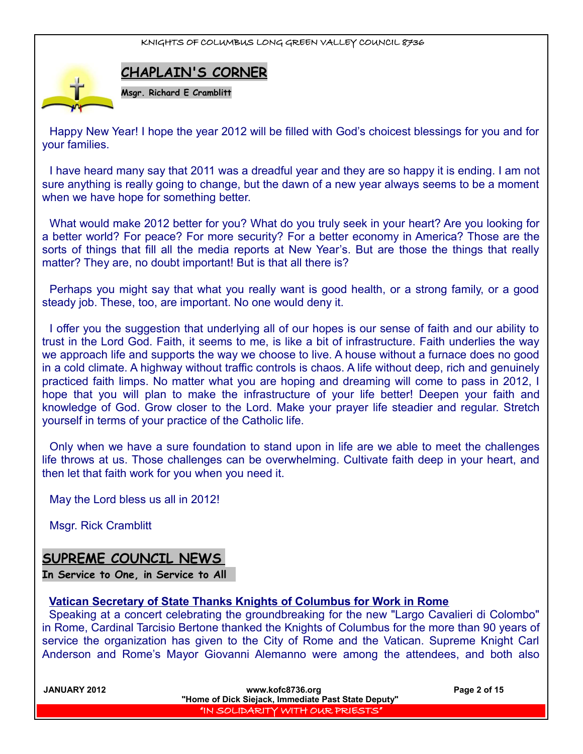## CHAPLAIN'S CORNER

**Msgr. Richard E Cramblitt**

Happy New Year! I hope the year 2012 will be filled with God's choicest blessings for you and for your families.

I have heard many say that 2011 was a dreadful year and they are so happy it is ending. I am not sure anything is really going to change, but the dawn of a new year always seems to be a moment when we have hope for something better.

What would make 2012 better for you? What do you truly seek in your heart? Are you looking for a better world? For peace? For more security? For a better economy in America? Those are the sorts of things that fill all the media reports at New Year's. But are those the things that really matter? They are, no doubt important! But is that all there is?

Perhaps you might say that what you really want is good health, or a strong family, or a good steady job. These, too, are important. No one would deny it.

I offer you the suggestion that underlying all of our hopes is our sense of faith and our ability to trust in the Lord God. Faith, it seems to me, is like a bit of infrastructure. Faith underlies the way we approach life and supports the way we choose to live. A house without a furnace does no good in a cold climate. A highway without traffic controls is chaos. A life without deep, rich and genuinely practiced faith limps. No matter what you are hoping and dreaming will come to pass in 2012, I hope that you will plan to make the infrastructure of your life better! Deepen your faith and knowledge of God. Grow closer to the Lord. Make your prayer life steadier and regular. Stretch yourself in terms of your practice of the Catholic life.

Only when we have a sure foundation to stand upon in life are we able to meet the challenges life throws at us. Those challenges can be overwhelming. Cultivate faith deep in your heart, and then let that faith work for you when you need it.

May the Lord bless us all in 2012!

Msgr. Rick Cramblitt

## SUPREME COUNCIL NEWS

**In Service to One, in Service to All**

### Vatican Secretary of State Thanks Knights of Columbus for Work in Rome

Speaking at a concert celebrating the groundbreaking for the new "Largo Cavalieri di Colombo" in Rome, Cardinal Tarcisio Bertone thanked the Knights of Columbus for the more than 90 years of service the organization has given to the City of Rome and the Vatican. Supreme Knight Carl Anderson and Rome's Mayor Giovanni Alemanno were among the attendees, and both also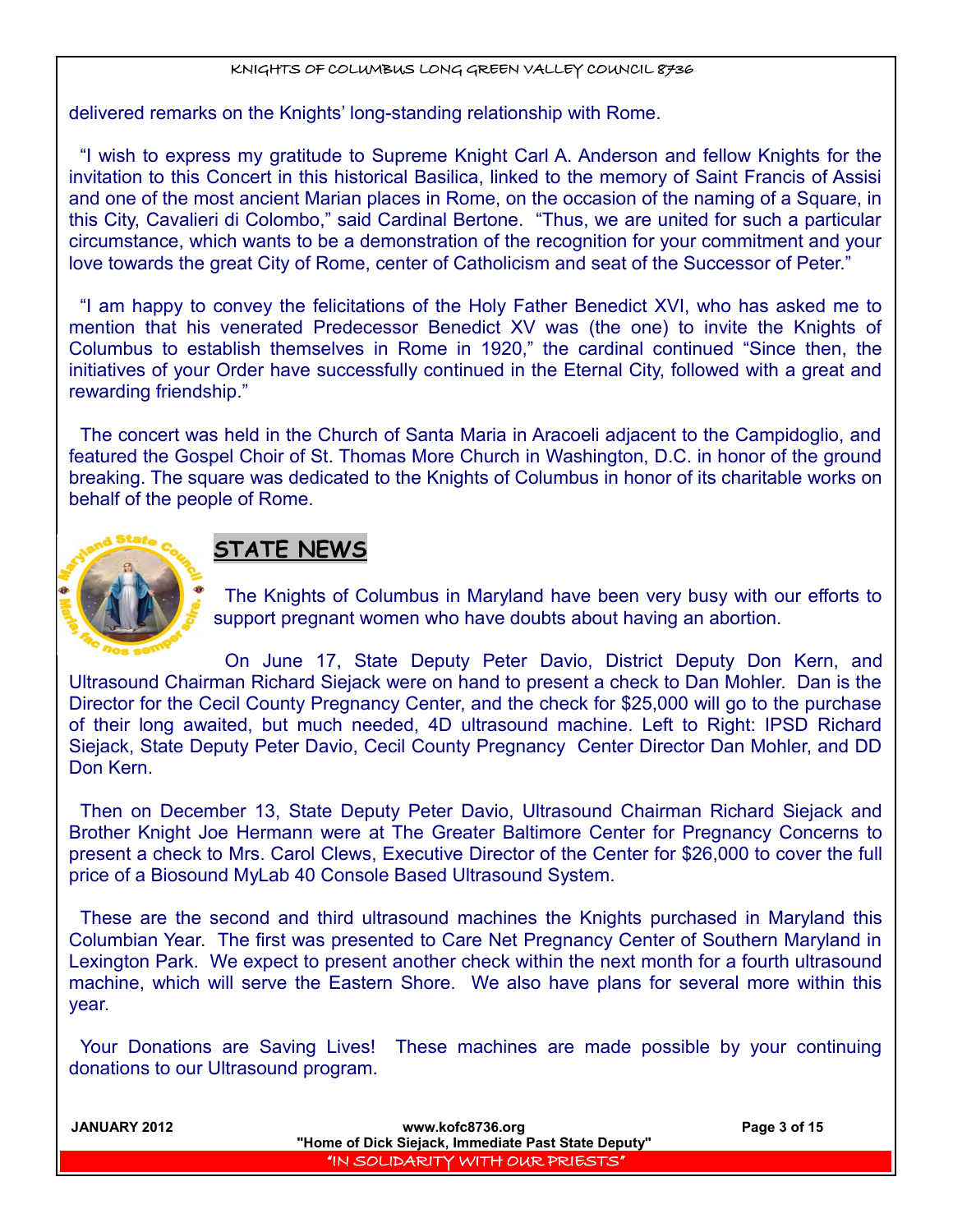delivered remarks on the Knights' long-standing relationship with Rome.

"I wish to express my gratitude to Supreme Knight Carl A. Anderson and fellow Knights for the invitation to this Concert in this historical Basilica, linked to the memory of Saint Francis of Assisi and one of the most ancient Marian places in Rome, on the occasion of the naming of a Square, in this City, Cavalieri di Colombo," said Cardinal Bertone. "Thus, we are united for such a particular circumstance, which wants to be a demonstration of the recognition for your commitment and your love towards the great City of Rome, center of Catholicism and seat of the Successor of Peter."

"I am happy to convey the felicitations of the Holy Father Benedict XVI, who has asked me to mention that his venerated Predecessor Benedict XV was (the one) to invite the Knights of Columbus to establish themselves in Rome in 1920," the cardinal continued "Since then, the initiatives of your Order have successfully continued in the Eternal City, followed with a great and rewarding friendship."

The concert was held in the Church of Santa Maria in Aracoeli adjacent to the Campidoglio, and featured the Gospel Choir of St. Thomas More Church in Washington, D.C. in honor of the ground breaking. The square was dedicated to the Knights of Columbus in honor of its charitable works on behalf of the people of Rome.

## STATE NEWS

The Knights of Columbus in Maryland have been very busy with our efforts to support pregnant women who have doubts about having an abortion.

On June 17, State Deputy Peter Davio, District Deputy Don Kern, and Ultrasound Chairman Richard Siejack were on hand to present a check to Dan Mohler. Dan is the Director for the Cecil County Pregnancy Center, and the check for $25,000 will go to the purchase of their long awaited, but much needed, 4D ultrasound machine. Left to Right: IPSD Richard Siejack, State Deputy Peter Davio, Cecil County Pregnancy Center Director Dan Mohler, and DD Don Kern.

Then on December 13, State Deputy Peter Davio, Ultrasound Chairman Richard Siejack and Brother Knight Joe Hermann were at The Greater Baltimore Center for Pregnancy Concerns to present a check to Mrs. Carol Clews, Executive Director of the Center for $26,000 to cover the full price of a Biosound MyLab 40 Console Based Ultrasound System.

These are the second and third ultrasound machines the Knights purchased in Maryland this Columbian Year. The first was presented to Care Net Pregnancy Center of Southern Maryland in Lexington Park. We expect to present another check within the next month for a fourth ultrasound machine, which will serve the Eastern Shore. We also have plans for several more within this year.

Your Donations are Saving Lives! These machines are made possible by your continuing donations to our Ultrasound program.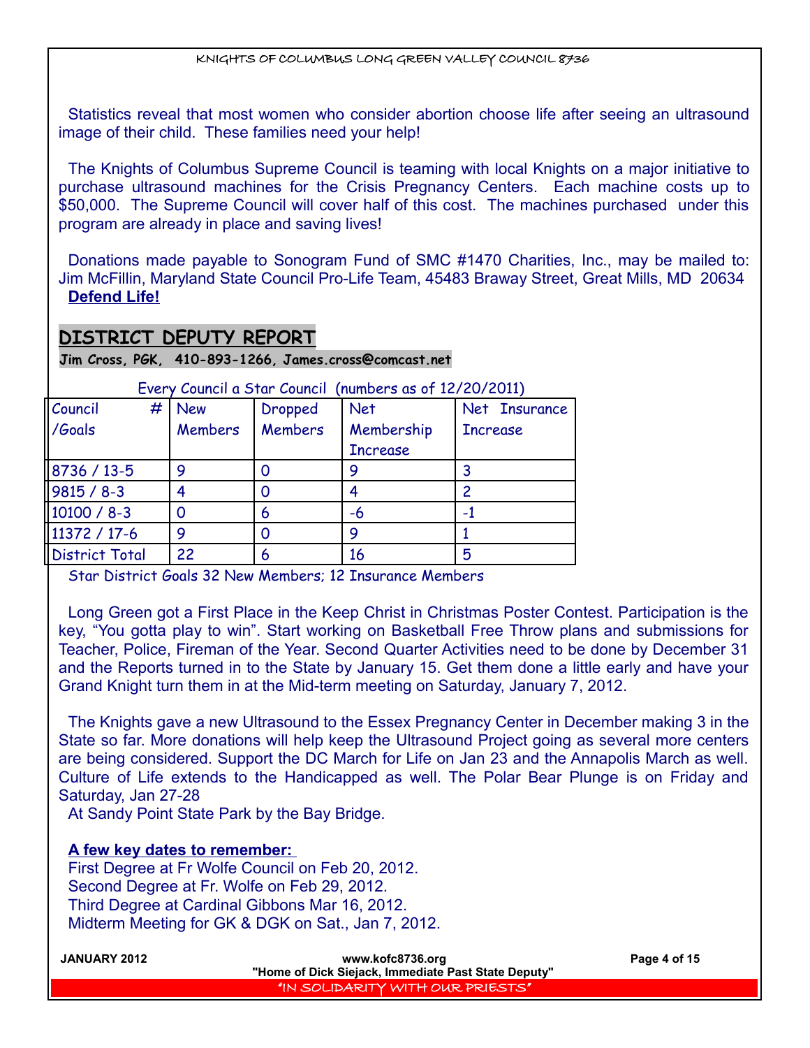Statistics reveal that most women who consider abortion choose life after seeing an ultrasound image of their child. These families need your help!

The Knights of Columbus Supreme Council is teaming with local Knights on a major initiative to purchase ultrasound machines for the Crisis Pregnancy Centers. Each machine costs up to $50,000. The Supreme Council will cover half of this cost. The machines purchased under this program are already in place and saving lives!

Donations made payable to Sonogram Fund of SMC #1470 Charities, Inc., may be mailed to: Jim McFillin, Maryland State Council Pro-Life Team, 45483 Braway Street, Great Mills, MD 20634

**Defend Life!**

## DISTRICT DEPUTY REPORT

**Jim Cross, PGK, 410-893-1266, James.cross@comcast.net**

Every Council a Star Council (numbers as of 12/20/2011)

| Council # /Goals | New Members | Dropped Members | Net Membership Increase | Net Insurance Increase |
|---|---|---|---|---|
| 8736 / 13-5 | 9 | 0 | 9 | 3 |
| 9815 / 8-3 | 4 | 0 | 4 | 2 |
| 10100 / 8-3 | 0 | 6 | -6 | -1 |
| 11372 / 17-6 | 9 | 0 | 9 | 1 |
| District Total | 22 | 6 | 16 | 5 |

Star District Goals 32 New Members; 12 Insurance Members

Long Green got a First Place in the Keep Christ in Christmas Poster Contest. Participation is the key, "You gotta play to win". Start working on Basketball Free Throw plans and submissions for Teacher, Police, Fireman of the Year. Second Quarter Activities need to be done by December 31 and the Reports turned in to the State by January 15. Get them done a little early and have your Grand Knight turn them in at the Mid-term meeting on Saturday, January 7, 2012.

The Knights gave a new Ultrasound to the Essex Pregnancy Center in December making 3 in the State so far. More donations will help keep the Ultrasound Project going as several more centers are being considered. Support the DC March for Life on Jan 23 and the Annapolis March as well. Culture of Life extends to the Handicapped as well. The Polar Bear Plunge is on Friday and Saturday, Jan 27-28
At Sandy Point State Park by the Bay Bridge.

**A few key dates to remember:**

First Degree at Fr Wolfe Council on Feb 20, 2012.
Second Degree at Fr. Wolfe on Feb 29, 2012.
Third Degree at Cardinal Gibbons Mar 16, 2012.
Midterm Meeting for GK & DGK on Sat., Jan 7, 2012.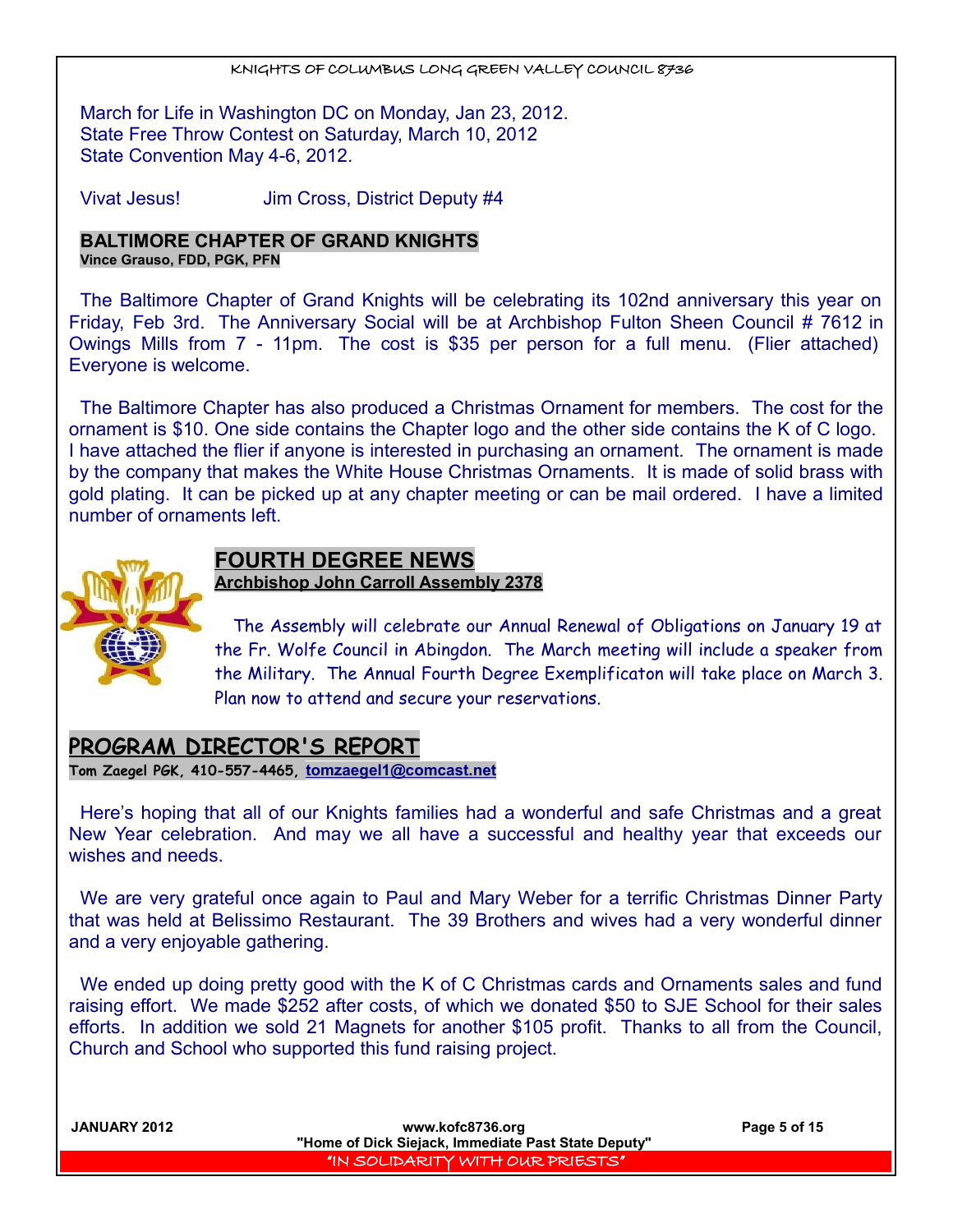March for Life in Washington DC on Monday, Jan 23, 2012.
State Free Throw Contest on Saturday, March 10, 2012
State Convention May 4-6, 2012.

Vivat Jesus! Jim Cross, District Deputy #4

## BALTIMORE CHAPTER OF GRAND KNIGHTS

**Vince Grauso, FDD, PGK, PFN**

The Baltimore Chapter of Grand Knights will be celebrating its 102nd anniversary this year on Friday, Feb 3rd. The Anniversary Social will be at Archbishop Fulton Sheen Council # 7612 in Owings Mills from 7 - 11pm. The cost is $35 per person for a full menu. (Flier attached) Everyone is welcome.

The Baltimore Chapter has also produced a Christmas Ornament for members. The cost for the ornament is $10. One side contains the Chapter logo and the other side contains the K of C logo. I have attached the flier if anyone is interested in purchasing an ornament. The ornament is made by the company that makes the White House Christmas Ornaments. It is made of solid brass with gold plating. It can be picked up at any chapter meeting or can be mail ordered. I have a limited number of ornaments left.

## FOURTH DEGREE NEWS

**Archbishop John Carroll Assembly 2378**

The Assembly will celebrate our Annual Renewal of Obligations on January 19 at the Fr. Wolfe Council in Abingdon. The March meeting will include a speaker from the Military. The Annual Fourth Degree Exemplificaton will take place on March 3. Plan now to attend and secure your reservations.

## PROGRAM DIRECTOR'S REPORT

**Tom Zaegel PGK, 410-557-4465, tomzaegel1@comcast.net**

Here's hoping that all of our Knights families had a wonderful and safe Christmas and a great New Year celebration. And may we all have a successful and healthy year that exceeds our wishes and needs.

We are very grateful once again to Paul and Mary Weber for a terrific Christmas Dinner Party that was held at Belissimo Restaurant. The 39 Brothers and wives had a very wonderful dinner and a very enjoyable gathering.

We ended up doing pretty good with the K of C Christmas cards and Ornaments sales and fund raising effort. We made $252 after costs, of which we donated $50 to SJE School for their sales efforts. In addition we sold 21 Magnets for another $105 profit. Thanks to all from the Council, Church and School who supported this fund raising project.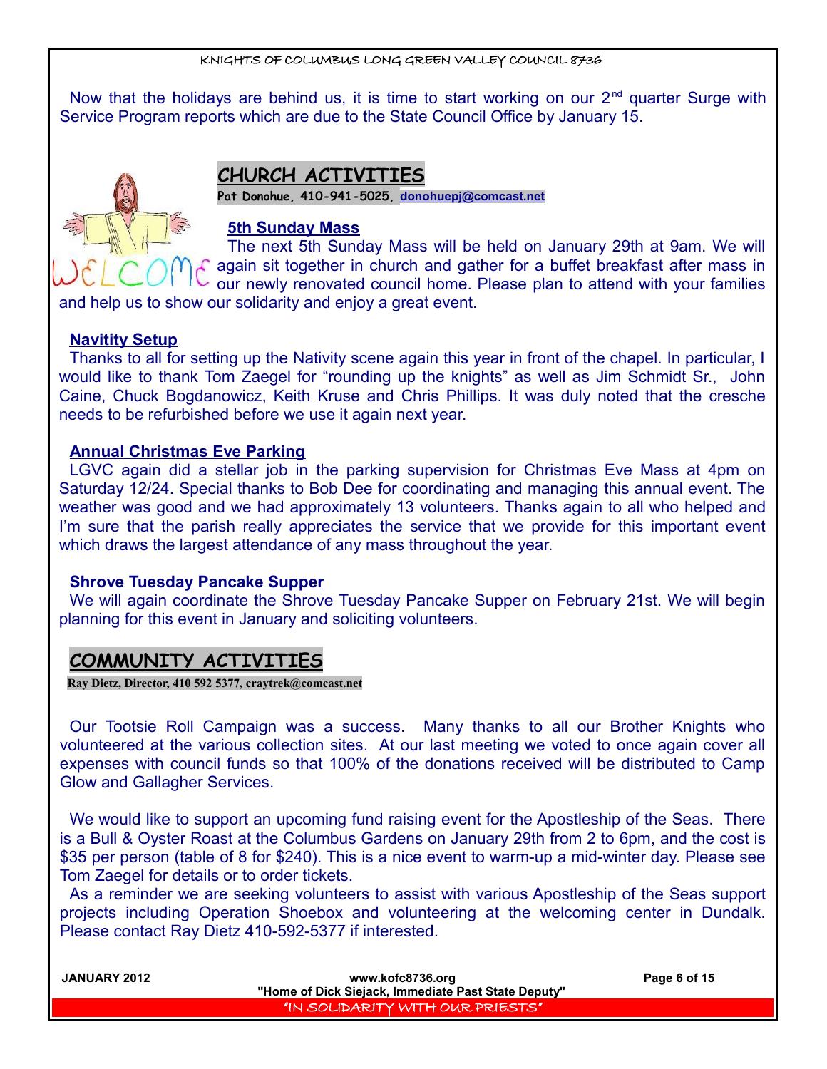Now that the holidays are behind us, it is time to start working on our 2nd quarter Surge with Service Program reports which are due to the State Council Office by January 15.

## CHURCH ACTIVITIES

**Pat Donohue, 410-941-5025, donohuepj@comcast.net**

### 5th Sunday Mass

The next 5th Sunday Mass will be held on January 29th at 9am. We will again sit together in church and gather for a buffet breakfast after mass in our newly renovated council home. Please plan to attend with your families and help us to show our solidarity and enjoy a great event.

### Navitity Setup

Thanks to all for setting up the Nativity scene again this year in front of the chapel. In particular, I would like to thank Tom Zaegel for "rounding up the knights" as well as Jim Schmidt Sr., John Caine, Chuck Bogdanowicz, Keith Kruse and Chris Phillips. It was duly noted that the cresche needs to be refurbished before we use it again next year.

### Annual Christmas Eve Parking

LGVC again did a stellar job in the parking supervision for Christmas Eve Mass at 4pm on Saturday 12/24. Special thanks to Bob Dee for coordinating and managing this annual event. The weather was good and we had approximately 13 volunteers. Thanks again to all who helped and I'm sure that the parish really appreciates the service that we provide for this important event which draws the largest attendance of any mass throughout the year.

### Shrove Tuesday Pancake Supper

We will again coordinate the Shrove Tuesday Pancake Supper on February 21st. We will begin planning for this event in January and soliciting volunteers.

## COMMUNITY ACTIVITIES

**Ray Dietz, Director, 410 592 5377, craytrek@comcast.net**

Our Tootsie Roll Campaign was a success. Many thanks to all our Brother Knights who volunteered at the various collection sites. At our last meeting we voted to once again cover all expenses with council funds so that 100% of the donations received will be distributed to Camp Glow and Gallagher Services.

We would like to support an upcoming fund raising event for the Apostleship of the Seas. There is a Bull & Oyster Roast at the Columbus Gardens on January 29th from 2 to 6pm, and the cost is $35 per person (table of 8 for $240). This is a nice event to warm-up a mid-winter day. Please see Tom Zaegel for details or to order tickets.

As a reminder we are seeking volunteers to assist with various Apostleship of the Seas support projects including Operation Shoebox and volunteering at the welcoming center in Dundalk. Please contact Ray Dietz 410-592-5377 if interested.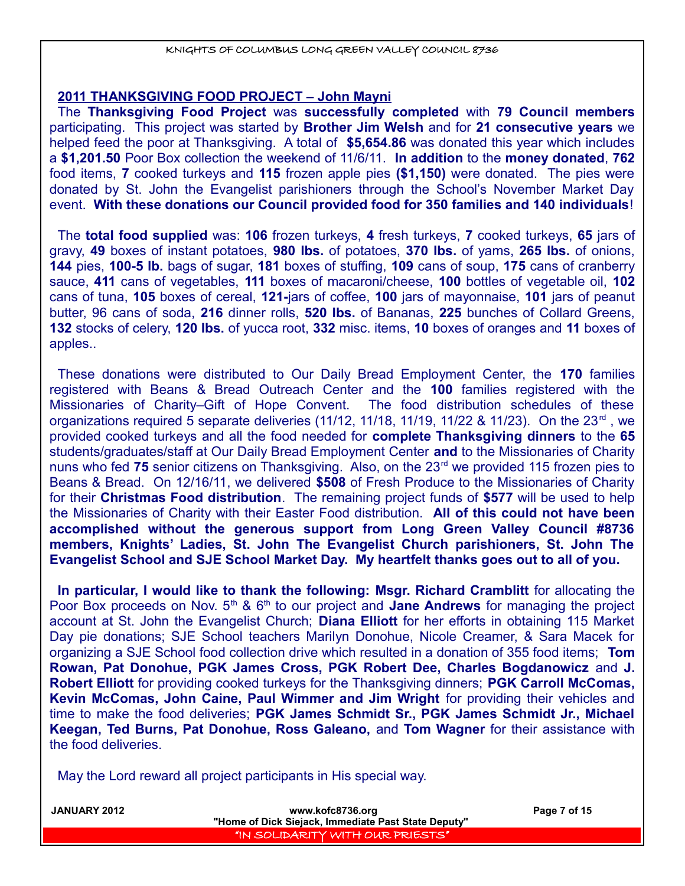## 2011 THANKSGIVING FOOD PROJECT – John Mayni

The **Thanksgiving Food Project** was **successfully completed** with **79 Council members** participating. This project was started by **Brother Jim Welsh** and for **21 consecutive years** we helped feed the poor at Thanksgiving. A total of **$5,654.86** was donated this year which includes a **$1,201.50** Poor Box collection the weekend of 11/6/11. **In addition** to the **money donated**, **762** food items, **7** cooked turkeys and **115** frozen apple pies **($1,150)** were donated. The pies were donated by St. John the Evangelist parishioners through the School's November Market Day event. **With these donations our Council provided food for 350 families and 140 individuals**!

The **total food supplied** was: **106** frozen turkeys, **4** fresh turkeys, **7** cooked turkeys, **65** jars of gravy, **49** boxes of instant potatoes, **980 lbs.** of potatoes, **370 lbs.** of yams, **265 lbs.** of onions, **144** pies, **100-5 lb.** bags of sugar, **181** boxes of stuffing, **109** cans of soup, **175** cans of cranberry sauce, **411** cans of vegetables, **111** boxes of macaroni/cheese, **100** bottles of vegetable oil, **102** cans of tuna, **105** boxes of cereal, **121-**jars of coffee, **100** jars of mayonnaise, **101** jars of peanut butter, 96 cans of soda, **216** dinner rolls, **520 lbs.** of Bananas, **225** bunches of Collard Greens, **132** stocks of celery, **120 lbs.** of yucca root, **332** misc. items, **10** boxes of oranges and **11** boxes of apples..

These donations were distributed to Our Daily Bread Employment Center, the **170** families registered with Beans & Bread Outreach Center and the **100** families registered with the Missionaries of Charity–Gift of Hope Convent. The food distribution schedules of these organizations required 5 separate deliveries (11/12, 11/18, 11/19, 11/22 & 11/23). On the 23rd, we provided cooked turkeys and all the food needed for **complete Thanksgiving dinners** to the **65** students/graduates/staff at Our Daily Bread Employment Center **and** to the Missionaries of Charity nuns who fed **75** senior citizens on Thanksgiving. Also, on the 23rd we provided 115 frozen pies to Beans & Bread. On 12/16/11, we delivered **$508** of Fresh Produce to the Missionaries of Charity for their **Christmas Food distribution**. The remaining project funds of **$577** will be used to help the Missionaries of Charity with their Easter Food distribution. **All of this could not have been accomplished without the generous support from Long Green Valley Council #8736 members, Knights' Ladies, St. John The Evangelist Church parishioners, St. John The Evangelist School and SJE School Market Day. My heartfelt thanks goes out to all of you.**

**In particular, I would like to thank the following: Msgr. Richard Cramblitt** for allocating the Poor Box proceeds on Nov. 5th & 6th to our project and **Jane Andrews** for managing the project account at St. John the Evangelist Church; **Diana Elliott** for her efforts in obtaining 115 Market Day pie donations; SJE School teachers Marilyn Donohue, Nicole Creamer, & Sara Macek for organizing a SJE School food collection drive which resulted in a donation of 355 food items; **Tom Rowan, Pat Donohue, PGK James Cross, PGK Robert Dee, Charles Bogdanowicz** and **J. Robert Elliott** for providing cooked turkeys for the Thanksgiving dinners; **PGK Carroll McComas, Kevin McComas, John Caine, Paul Wimmer and Jim Wright** for providing their vehicles and time to make the food deliveries; **PGK James Schmidt Sr., PGK James Schmidt Jr., Michael Keegan, Ted Burns, Pat Donohue, Ross Galeano,** and **Tom Wagner** for their assistance with the food deliveries.

May the Lord reward all project participants in His special way.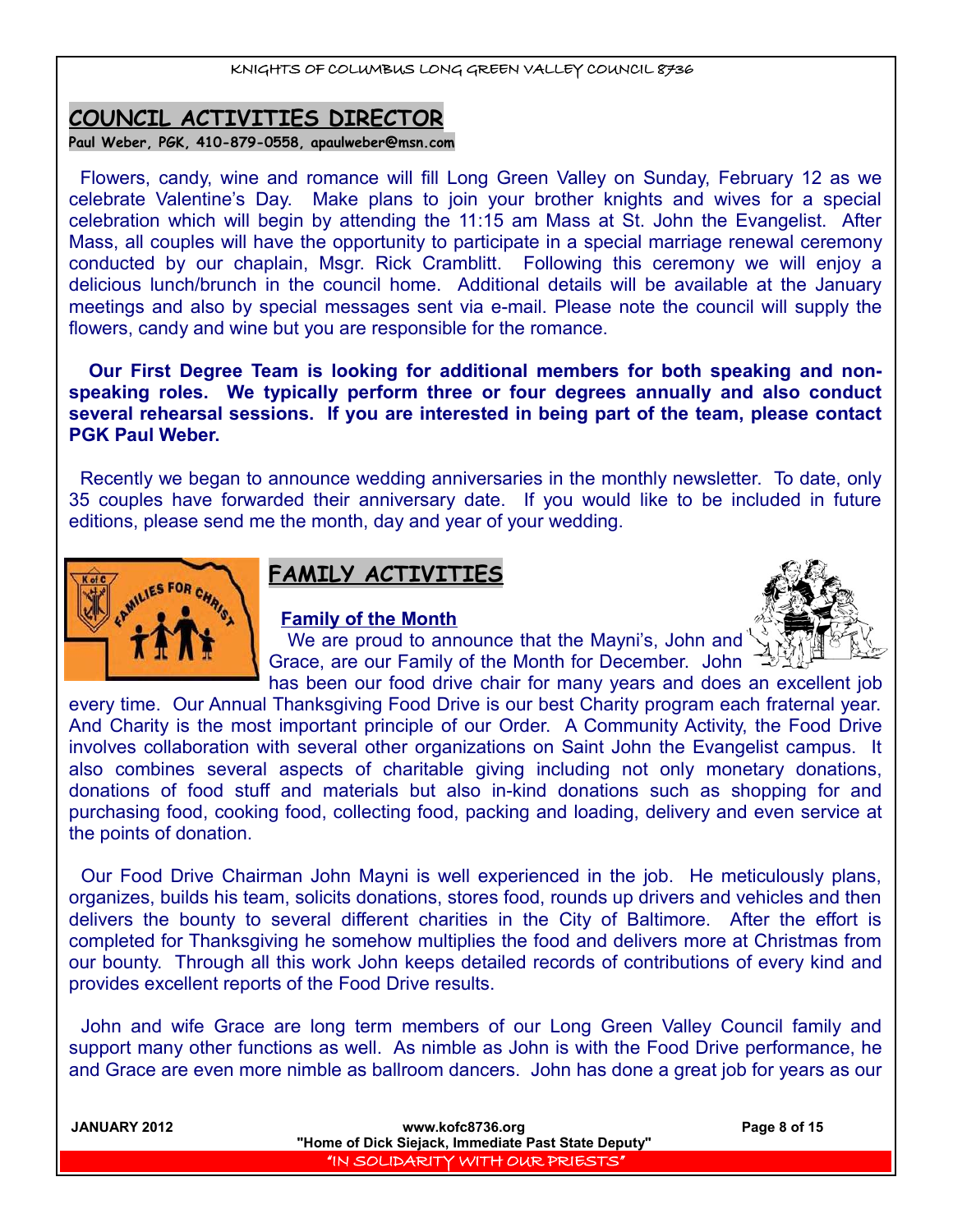## COUNCIL ACTIVITIES DIRECTOR

**Paul Weber, PGK, 410-879-0558, apaulweber@msn.com**

Flowers, candy, wine and romance will fill Long Green Valley on Sunday, February 12 as we celebrate Valentine's Day. Make plans to join your brother knights and wives for a special celebration which will begin by attending the 11:15 am Mass at St. John the Evangelist. After Mass, all couples will have the opportunity to participate in a special marriage renewal ceremony conducted by our chaplain, Msgr. Rick Cramblitt. Following this ceremony we will enjoy a delicious lunch/brunch in the council home. Additional details will be available at the January meetings and also by special messages sent via e-mail. Please note the council will supply the flowers, candy and wine but you are responsible for the romance.

**Our First Degree Team is looking for additional members for both speaking and non-speaking roles. We typically perform three or four degrees annually and also conduct several rehearsal sessions. If you are interested in being part of the team, please contact PGK Paul Weber.**

Recently we began to announce wedding anniversaries in the monthly newsletter. To date, only 35 couples have forwarded their anniversary date. If you would like to be included in future editions, please send me the month, day and year of your wedding.

## FAMILY ACTIVITIES

### Family of the Month

We are proud to announce that the Mayni's, John and Grace, are our Family of the Month for December. John has been our food drive chair for many years and does an excellent job every time. Our Annual Thanksgiving Food Drive is our best Charity program each fraternal year. And Charity is the most important principle of our Order. A Community Activity, the Food Drive involves collaboration with several other organizations on Saint John the Evangelist campus. It also combines several aspects of charitable giving including not only monetary donations, donations of food stuff and materials but also in-kind donations such as shopping for and purchasing food, cooking food, collecting food, packing and loading, delivery and even service at the points of donation.

Our Food Drive Chairman John Mayni is well experienced in the job. He meticulously plans, organizes, builds his team, solicits donations, stores food, rounds up drivers and vehicles and then delivers the bounty to several different charities in the City of Baltimore. After the effort is completed for Thanksgiving he somehow multiplies the food and delivers more at Christmas from our bounty. Through all this work John keeps detailed records of contributions of every kind and provides excellent reports of the Food Drive results.

John and wife Grace are long term members of our Long Green Valley Council family and support many other functions as well. As nimble as John is with the Food Drive performance, he and Grace are even more nimble as ballroom dancers. John has done a great job for years as our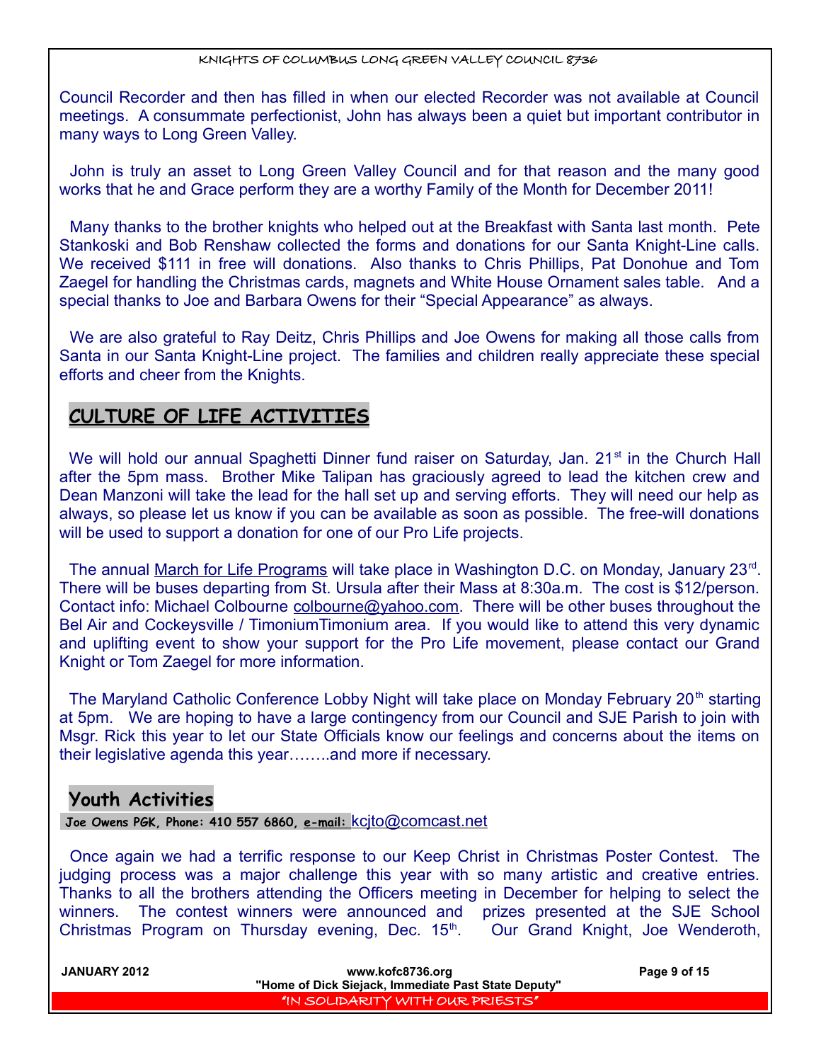Council Recorder and then has filled in when our elected Recorder was not available at Council meetings. A consummate perfectionist, John has always been a quiet but important contributor in many ways to Long Green Valley.

John is truly an asset to Long Green Valley Council and for that reason and the many good works that he and Grace perform they are a worthy Family of the Month for December 2011!

Many thanks to the brother knights who helped out at the Breakfast with Santa last month. Pete Stankoski and Bob Renshaw collected the forms and donations for our Santa Knight-Line calls. We received $111 in free will donations. Also thanks to Chris Phillips, Pat Donohue and Tom Zaegel for handling the Christmas cards, magnets and White House Ornament sales table. And a special thanks to Joe and Barbara Owens for their "Special Appearance" as always.

We are also grateful to Ray Deitz, Chris Phillips and Joe Owens for making all those calls from Santa in our Santa Knight-Line project. The families and children really appreciate these special efforts and cheer from the Knights.

## CULTURE OF LIFE ACTIVITIES

We will hold our annual Spaghetti Dinner fund raiser on Saturday, Jan. 21st in the Church Hall after the 5pm mass. Brother Mike Talipan has graciously agreed to lead the kitchen crew and Dean Manzoni will take the lead for the hall set up and serving efforts. They will need our help as always, so please let us know if you can be available as soon as possible. The free-will donations will be used to support a donation for one of our Pro Life projects.

The annual March for Life Programs will take place in Washington D.C. on Monday, January 23rd. There will be buses departing from St. Ursula after their Mass at 8:30a.m. The cost is $12/person. Contact info: Michael Colbourne colbourne@yahoo.com. There will be other buses throughout the Bel Air and Cockeysville / TimoniumTimonium area. If you would like to attend this very dynamic and uplifting event to show your support for the Pro Life movement, please contact our Grand Knight or Tom Zaegel for more information.

The Maryland Catholic Conference Lobby Night will take place on Monday February 20th starting at 5pm. We are hoping to have a large contingency from our Council and SJE Parish to join with Msgr. Rick this year to let our State Officials know our feelings and concerns about the items on their legislative agenda this year……..and more if necessary.

## Youth Activities

**Joe Owens PGK, Phone: 410 557 6860, e-mail:** kcjto@comcast.net

Once again we had a terrific response to our Keep Christ in Christmas Poster Contest. The judging process was a major challenge this year with so many artistic and creative entries. Thanks to all the brothers attending the Officers meeting in December for helping to select the winners. The contest winners were announced and prizes presented at the SJE School Christmas Program on Thursday evening, Dec. 15th. Our Grand Knight, Joe Wenderoth,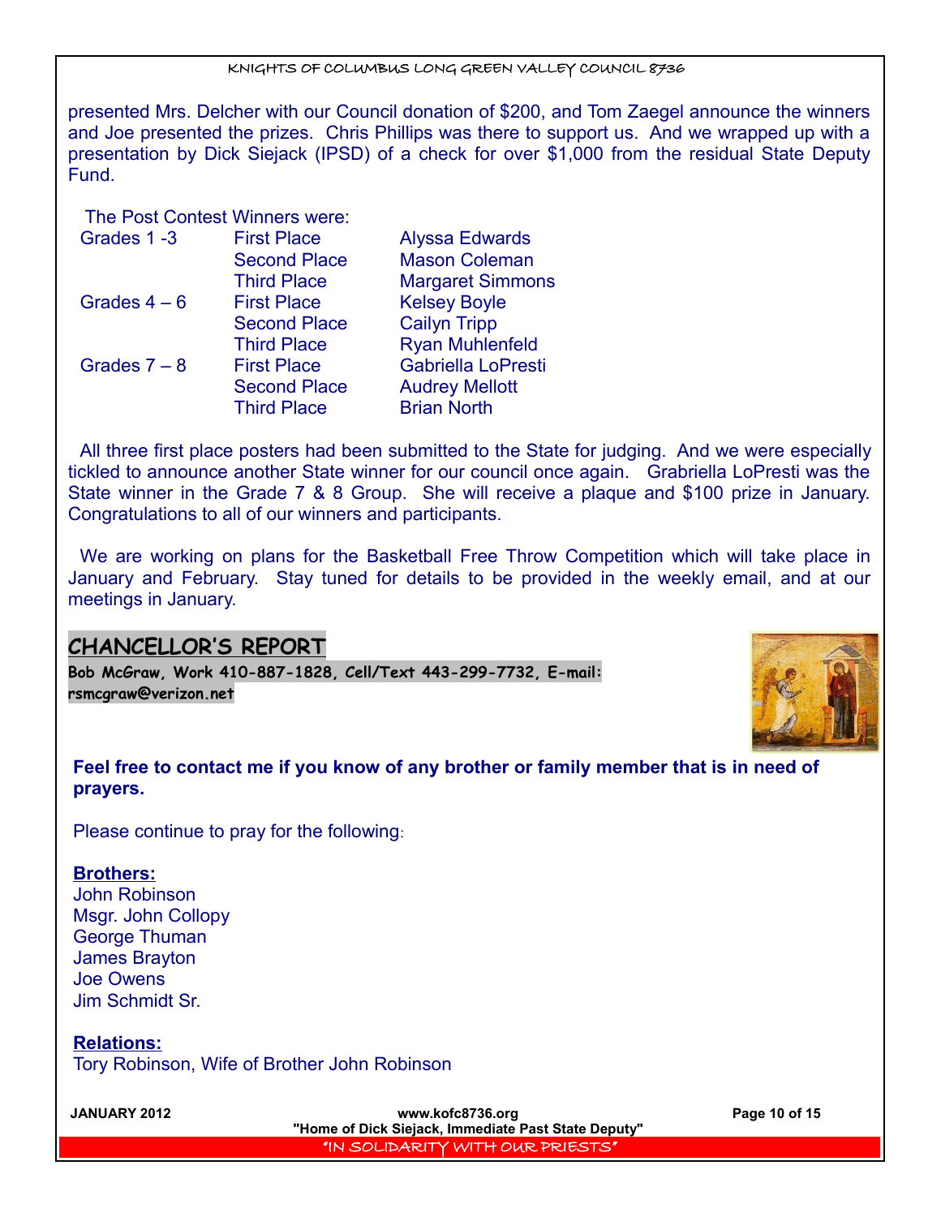presented Mrs. Delcher with our Council donation of $200, and Tom Zaegel announce the winners and Joe presented the prizes. Chris Phillips was there to support us. And we wrapped up with a presentation by Dick Siejack (IPSD) of a check for over $1,000 from the residual State Deputy Fund.

The Post Contest Winners were:

| Grades | Place | Winner |
|---|---|---|
| Grades 1 -3 | First Place | Alyssa Edwards |
| | Second Place | Mason Coleman |
| | Third Place | Margaret Simmons |
| Grades 4 – 6 | First Place | Kelsey Boyle |
| | Second Place | Cailyn Tripp |
| | Third Place | Ryan Muhlenfeld |
| Grades 7 – 8 | First Place | Gabriella LoPresti |
| | Second Place | Audrey Mellott |
| | Third Place | Brian North |

All three first place posters had been submitted to the State for judging. And we were especially tickled to announce another State winner for our council once again. Grabriella LoPresti was the State winner in the Grade 7 & 8 Group. She will receive a plaque and $100 prize in January. Congratulations to all of our winners and participants.

We are working on plans for the Basketball Free Throw Competition which will take place in January and February. Stay tuned for details to be provided in the weekly email, and at our meetings in January.

## CHANCELLOR'S REPORT

**Bob McGraw, Work 410-887-1828, Cell/Text 443-299-7732, E-mail: rsmcgraw@verizon.net**

**Feel free to contact me if you know of any brother or family member that is in need of prayers.**

Please continue to pray for the following:

**Brothers:**

John Robinson
Msgr. John Collopy
George Thuman
James Brayton
Joe Owens
Jim Schmidt Sr.

**Relations:**

Tory Robinson, Wife of Brother John Robinson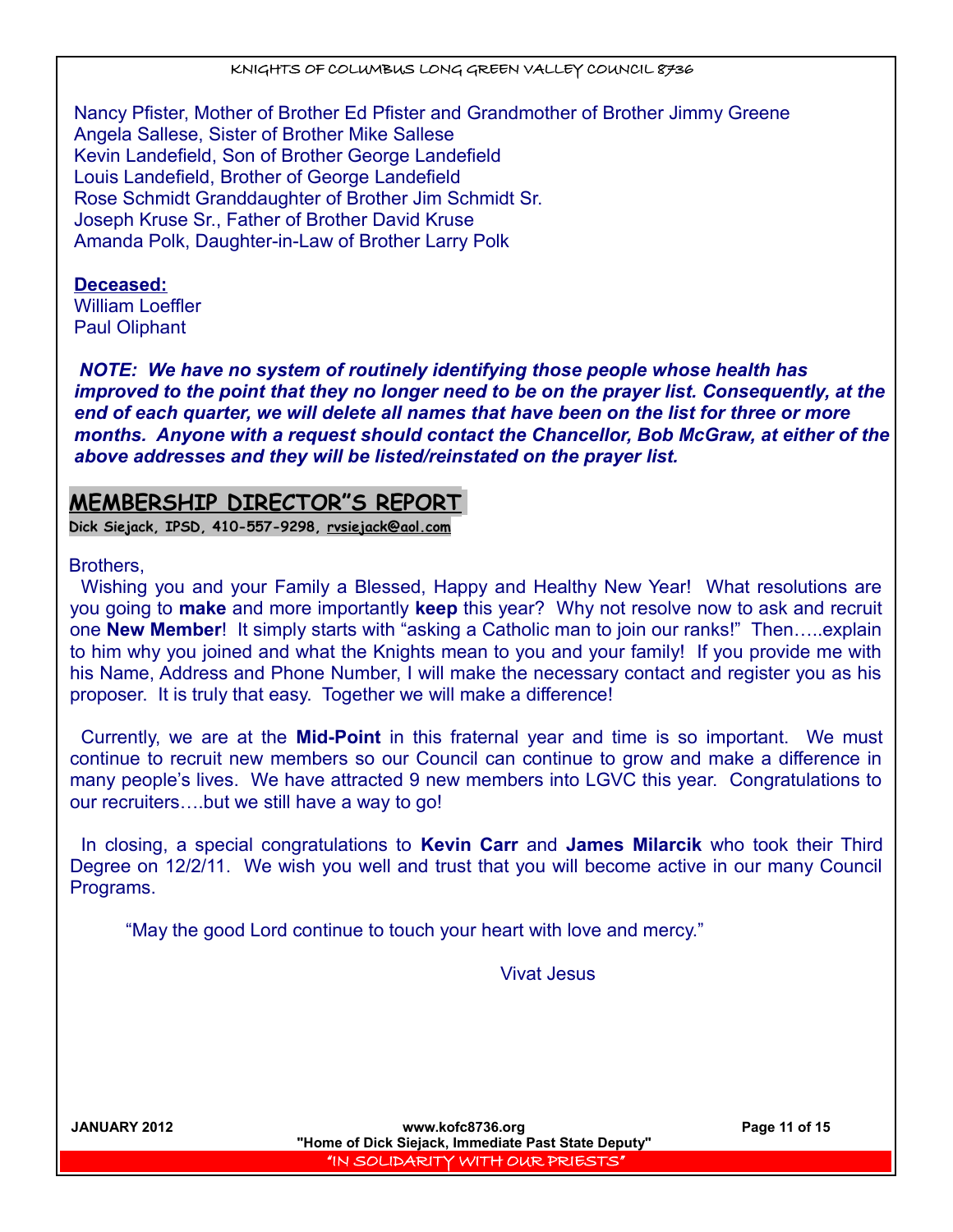Nancy Pfister, Mother of Brother Ed Pfister and Grandmother of Brother Jimmy Greene
Angela Sallese, Sister of Brother Mike Sallese
Kevin Landefield, Son of Brother George Landefield
Louis Landefield, Brother of George Landefield
Rose Schmidt Granddaughter of Brother Jim Schmidt Sr.
Joseph Kruse Sr., Father of Brother David Kruse
Amanda Polk, Daughter-in-Law of Brother Larry Polk

**Deceased:**
William Loeffler
Paul Oliphant

***NOTE: We have no system of routinely identifying those people whose health has improved to the point that they no longer need to be on the prayer list. Consequently, at the end of each quarter, we will delete all names that have been on the list for three or more months. Anyone with a request should contact the Chancellor, Bob McGraw, at either of the above addresses and they will be listed/reinstated on the prayer list.***

## MEMBERSHIP DIRECTOR"S REPORT

**Dick Siejack, IPSD, 410-557-9298, rvsiejack@aol.com**

Brothers,

Wishing you and your Family a Blessed, Happy and Healthy New Year! What resolutions are you going to **make** and more importantly **keep** this year? Why not resolve now to ask and recruit one **New Member**! It simply starts with "asking a Catholic man to join our ranks!" Then…..explain to him why you joined and what the Knights mean to you and your family! If you provide me with his Name, Address and Phone Number, I will make the necessary contact and register you as his proposer. It is truly that easy. Together we will make a difference!

Currently, we are at the **Mid-Point** in this fraternal year and time is so important. We must continue to recruit new members so our Council can continue to grow and make a difference in many people's lives. We have attracted 9 new members into LGVC this year. Congratulations to our recruiters….but we still have a way to go!

In closing, a special congratulations to **Kevin Carr** and **James Milarcik** who took their Third Degree on 12/2/11. We wish you well and trust that you will become active in our many Council Programs.

"May the good Lord continue to touch your heart with love and mercy."

Vivat Jesus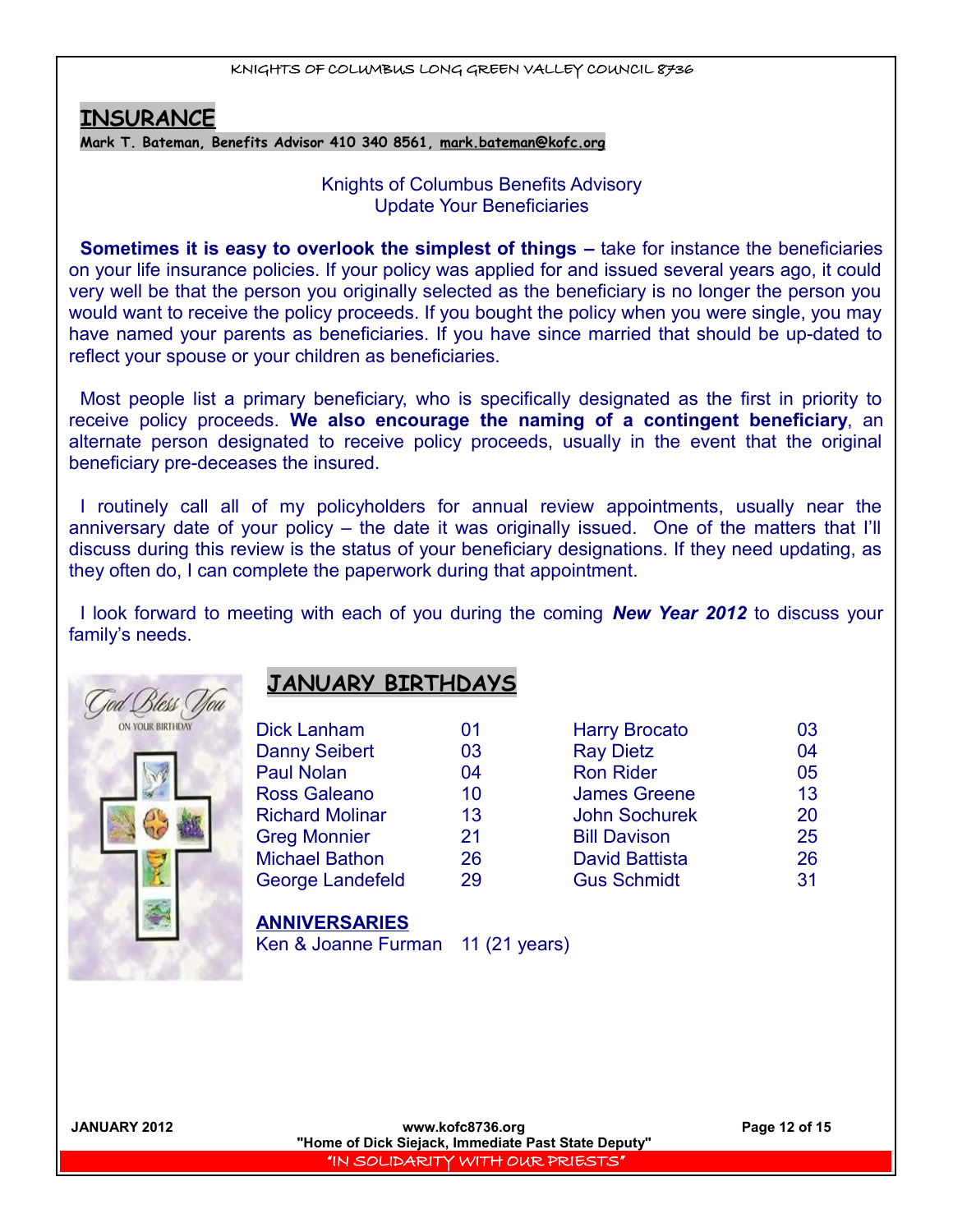## INSURANCE

**Mark T. Bateman, Benefits Advisor 410 340 8561, mark.bateman@kofc.org**

Knights of Columbus Benefits Advisory
Update Your Beneficiaries

**Sometimes it is easy to overlook the simplest of things –** take for instance the beneficiaries on your life insurance policies. If your policy was applied for and issued several years ago, it could very well be that the person you originally selected as the beneficiary is no longer the person you would want to receive the policy proceeds. If you bought the policy when you were single, you may have named your parents as beneficiaries. If you have since married that should be up-dated to reflect your spouse or your children as beneficiaries.

Most people list a primary beneficiary, who is specifically designated as the first in priority to receive policy proceeds. **We also encourage the naming of a contingent beneficiary**, an alternate person designated to receive policy proceeds, usually in the event that the original beneficiary pre-deceases the insured.

I routinely call all of my policyholders for annual review appointments, usually near the anniversary date of your policy – the date it was originally issued. One of the matters that I'll discuss during this review is the status of your beneficiary designations. If they need updating, as they often do, I can complete the paperwork during that appointment.

I look forward to meeting with each of you during the coming ***New Year 2012*** to discuss your family's needs.

## JANUARY BIRTHDAYS

| Name | Day | Name | Day |
|---|---|---|---|
| Dick Lanham | 01 | Harry Brocato | 03 |
| Danny Seibert | 03 | Ray Dietz | 04 |
| Paul Nolan | 04 | Ron Rider | 05 |
| Ross Galeano | 10 | James Greene | 13 |
| Richard Molinar | 13 | John Sochurek | 20 |
| Greg Monnier | 21 | Bill Davison | 25 |
| Michael Bathon | 26 | David Battista | 26 |
| George Landefeld | 29 | Gus Schmidt | 31 |

**ANNIVERSARIES**

Ken & Joanne Furman 11 (21 years)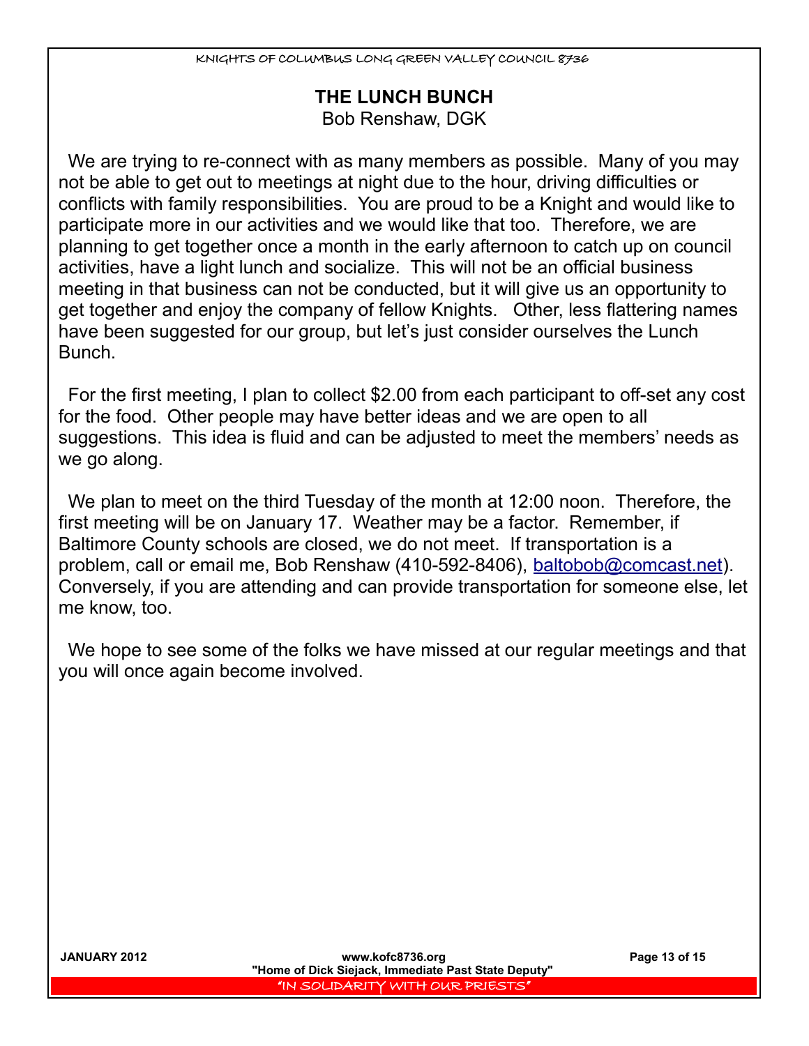## THE LUNCH BUNCH

Bob Renshaw, DGK

We are trying to re-connect with as many members as possible. Many of you may not be able to get out to meetings at night due to the hour, driving difficulties or conflicts with family responsibilities. You are proud to be a Knight and would like to participate more in our activities and we would like that too. Therefore, we are planning to get together once a month in the early afternoon to catch up on council activities, have a light lunch and socialize. This will not be an official business meeting in that business can not be conducted, but it will give us an opportunity to get together and enjoy the company of fellow Knights. Other, less flattering names have been suggested for our group, but let's just consider ourselves the Lunch Bunch.

For the first meeting, I plan to collect $2.00 from each participant to off-set any cost for the food. Other people may have better ideas and we are open to all suggestions. This idea is fluid and can be adjusted to meet the members' needs as we go along.

We plan to meet on the third Tuesday of the month at 12:00 noon. Therefore, the first meeting will be on January 17. Weather may be a factor. Remember, if Baltimore County schools are closed, we do not meet. If transportation is a problem, call or email me, Bob Renshaw (410-592-8406), baltobob@comcast.net). Conversely, if you are attending and can provide transportation for someone else, let me know, too.

We hope to see some of the folks we have missed at our regular meetings and that you will once again become involved.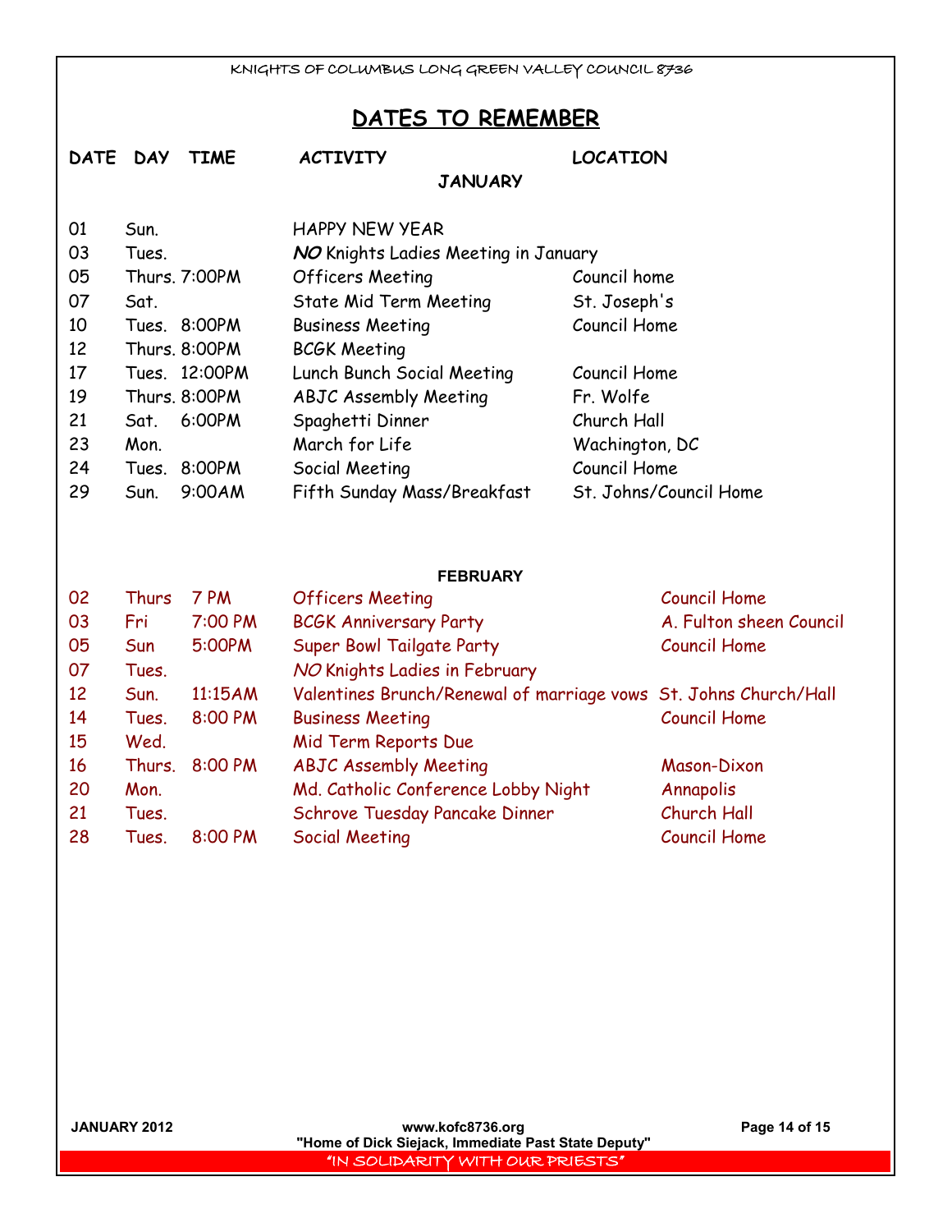## DATES TO REMEMBER

| DATE | DAY | TIME | ACTIVITY | LOCATION |
|---|---|---|---|---|
| | | | **JANUARY** | |
| 01 | Sun. | | HAPPY NEW YEAR | |
| 03 | Tues. | | *NO* Knights Ladies Meeting in January | |
| 05 | Thurs. | 7:00PM | Officers Meeting | Council home |
| 07 | Sat. | | State Mid Term Meeting | St. Joseph's |
| 10 | Tues. | 8:00PM | Business Meeting | Council Home |
| 12 | Thurs. | 8:00PM | BCGK Meeting | |
| 17 | Tues. | 12:00PM | Lunch Bunch Social Meeting | Council Home |
| 19 | Thurs. | 8:00PM | ABJC Assembly Meeting | Fr. Wolfe |
| 21 | Sat. | 6:00PM | Spaghetti Dinner | Church Hall |
| 23 | Mon. | | March for Life | Wachington, DC |
| 24 | Tues. | 8:00PM | Social Meeting | Council Home |
| 29 | Sun. | 9:00AM | Fifth Sunday Mass/Breakfast | St. Johns/Council Home |
| | | | **FEBRUARY** | |
| 02 | Thurs | 7 PM | Officers Meeting | Council Home |
| 03 | Fri | 7:00 PM | BCGK Anniversary Party | A. Fulton sheen Council |
| 05 | Sun | 5:00PM | Super Bowl Tailgate Party | Council Home |
| 07 | Tues. | | *NO* Knights Ladies in February | |
| 12 | Sun. | 11:15AM | Valentines Brunch/Renewal of marriage vows | St. Johns Church/Hall |
| 14 | Tues. | 8:00 PM | Business Meeting | Council Home |
| 15 | Wed. | | Mid Term Reports Due | |
| 16 | Thurs. | 8:00 PM | ABJC Assembly Meeting | Mason-Dixon |
| 20 | Mon. | | Md. Catholic Conference Lobby Night | Annapolis |
| 21 | Tues. | | Schrove Tuesday Pancake Dinner | Church Hall |
| 28 | Tues. | 8:00 PM | Social Meeting | Council Home |

"Home of Dick Siejack, Immediate Past State Deputy"

"IN SOLIDARITY WITH OUR PRIESTS"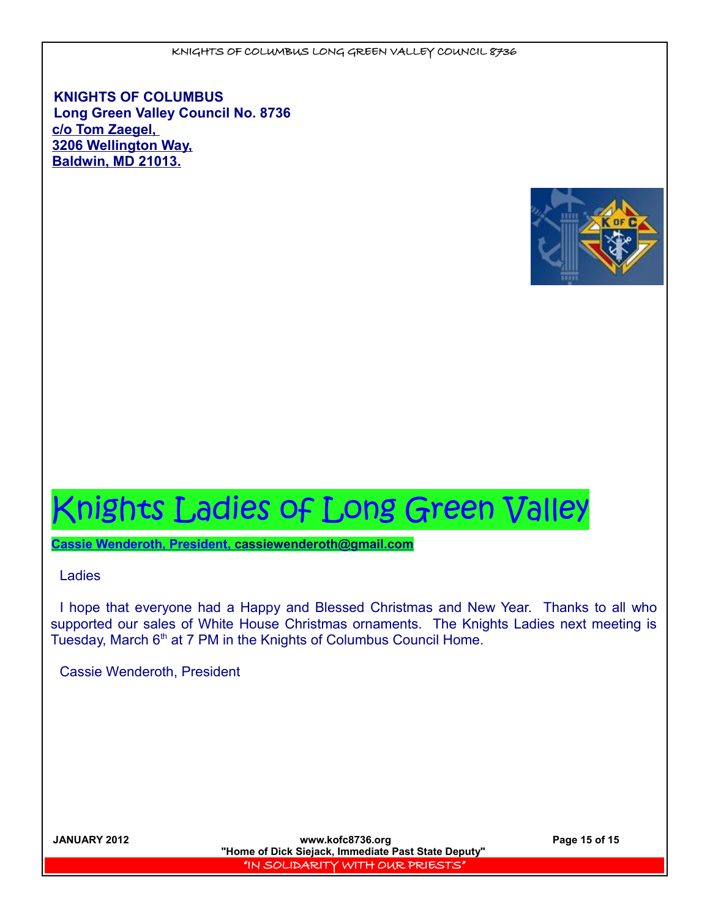**KNIGHTS OF COLUMBUS**
**Long Green Valley Council No. 8736**
**c/o Tom Zaegel,**
**3206 Wellington Way,**
**Baldwin, MD 21013.**

# Knights Ladies of Long Green Valley

**Cassie Wenderoth, President, cassiewenderoth@gmail.com**

Ladies

I hope that everyone had a Happy and Blessed Christmas and New Year. Thanks to all who supported our sales of White House Christmas ornaments. The Knights Ladies next meeting is Tuesday, March 6th at 7 PM in the Knights of Columbus Council Home.

Cassie Wenderoth, President